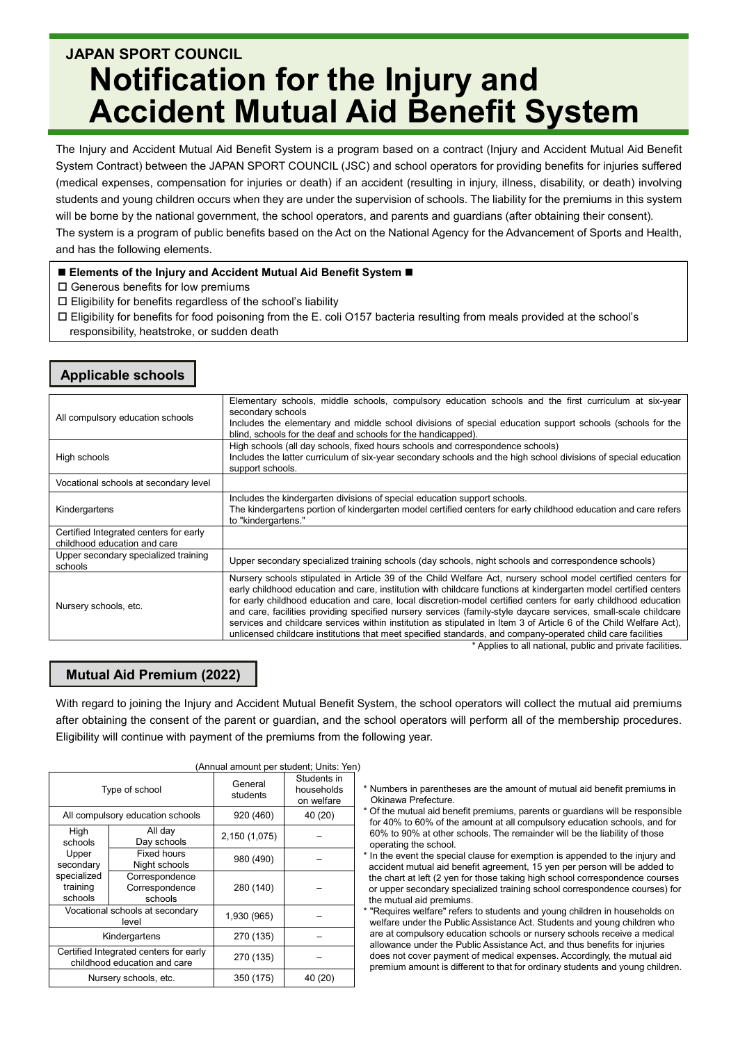JAPAN SPORT COUNCIL

# Notification for the Injury and Accident Mutual Aid Benefit System

The Injury and Accident Mutual Aid Benefit System is a program based on a contract (Injury and Accident Mutual Aid Benefit System Contract) between the JAPAN SPORT COUNCIL (JSC) and school operators for providing benefits for injuries suffered (medical expenses, compensation for injuries or death) if an accident (resulting in injury, illness, disability, or death) involving students and young children occurs when they are under the supervision of schools. The liability for the premiums in this system will be borne by the national government, the school operators, and parents and guardians (after obtaining their consent).

The system is a program of public benefits based on the Act on the National Agency for the Advancement of Sports and Health, and has the following elements.

**■ Elements of the Injury and Accident Mutual Aid Benefit System ■**

- ☐ Generous benefits for low premiums
- ☐ Eligibility for benefits regardless of the school's liability
- ☐ Eligibility for benefits for food poisoning from the E. coli O157 bacteria resulting from meals provided at the school's responsibility, heatstroke, or sudden death

## Applicable schools

| | |
|---|---|
| All compulsory education schools | Elementary schools, middle schools, compulsory education schools and the first curriculum at six-year secondary schools<br>Includes the elementary and middle school divisions of special education support schools (schools for the blind, schools for the deaf and schools for the handicapped). |
| High schools | High schools (all day schools, fixed hours schools and correspondence schools)<br>Includes the latter curriculum of six-year secondary schools and the high school divisions of special education support schools. |
| Vocational schools at secondary level | |
| Kindergartens | Includes the kindergarten divisions of special education support schools.<br>The kindergartens portion of kindergarten model certified centers for early childhood education and care refers to "kindergartens." |
| Certified Integrated centers for early childhood education and care | |
| Upper secondary specialized training schools | Upper secondary specialized training schools (day schools, night schools and correspondence schools) |
| Nursery schools, etc. | Nursery schools stipulated in Article 39 of the Child Welfare Act, nursery school model certified centers for early childhood education and care, institution with childcare functions at kindergarten model certified centers for early childhood education and care, local discretion-model certified centers for early childhood education and care, facilities providing specified nursery services (family-style daycare services, small-scale childcare services and childcare services within institution as stipulated in Item 3 of Article 6 of the Child Welfare Act), unlicensed childcare institutions that meet specified standards, and company-operated child care facilities |

\* Applies to all national, public and private facilities.

## Mutual Aid Premium (2022)

With regard to joining the Injury and Accident Mutual Benefit System, the school operators will collect the mutual aid premiums after obtaining the consent of the parent or guardian, and the school operators will perform all of the membership procedures. Eligibility will continue with payment of the premiums from the following year.

(Annual amount per student; Units: Yen)

| Type of school | | General students | Students in households on welfare |
|---|---|---|---|
| All compulsory education schools | | 920 (460) | 40 (20) |
| High schools / Upper secondary specialized training schools | All day / Day schools | 2,150 (1,075) | – |
| | Fixed hours / Night schools | 980 (490) | – |
| | Correspondence / Correspondence schools | 280 (140) | – |
| Vocational schools at secondary level | | 1,930 (965) | – |
| Kindergartens | | 270 (135) | – |
| Certified Integrated centers for early childhood education and care | | 270 (135) | – |
| Nursery schools, etc. | | 350 (175) | 40 (20) |

\* Numbers in parentheses are the amount of mutual aid benefit premiums in Okinawa Prefecture.

\* Of the mutual aid benefit premiums, parents or guardians will be responsible for 40% to 60% of the amount at all compulsory education schools, and for 60% to 90% at other schools. The remainder will be the liability of those operating the school.

\* In the event the special clause for exemption is appended to the injury and accident mutual aid benefit agreement, 15 yen per person will be added to the chart at left (2 yen for those taking high school correspondence courses or upper secondary specialized training school correspondence courses) for the mutual aid premiums.

\* "Requires welfare" refers to students and young children in households on welfare under the Public Assistance Act. Students and young children who are at compulsory education schools or nursery schools receive a medical allowance under the Public Assistance Act, and thus benefits for injuries does not cover payment of medical expenses. Accordingly, the mutual aid premium amount is different to that for ordinary students and young children.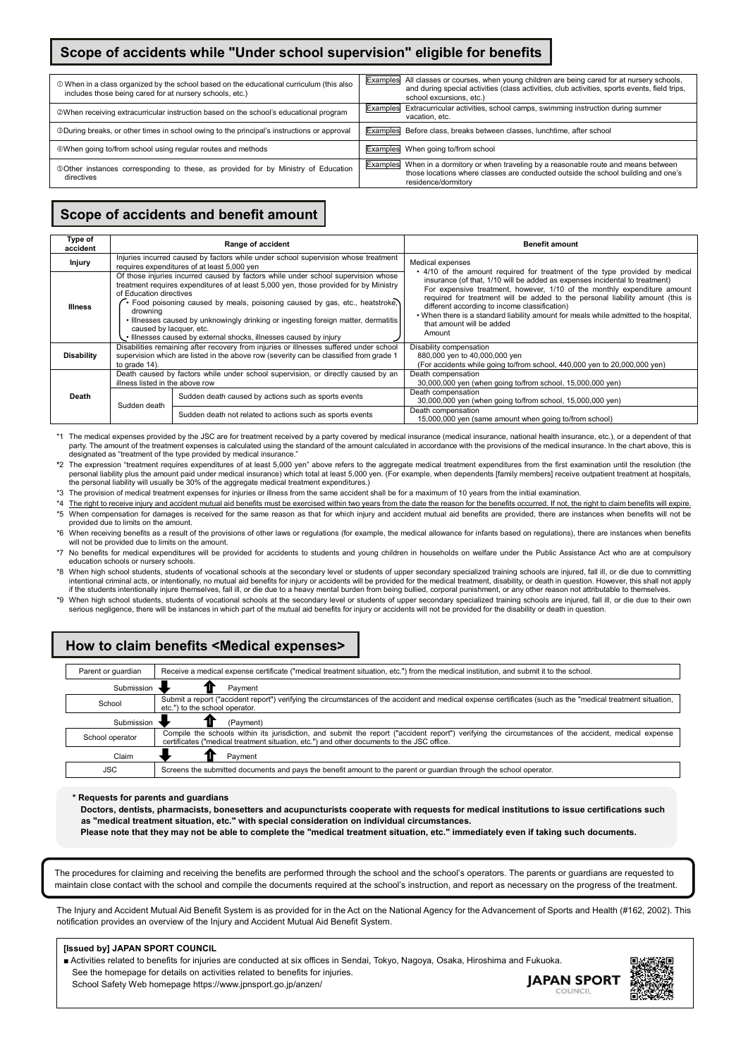## Scope of accidents while "Under school supervision" eligible for benefits

| | |
|---|---|
| ① When in a class organized by the school based on the educational curriculum (this also includes those being cared for at nursery schools, etc.) | Examples All classes or courses, when young children are being cared for at nursery schools, and during special activities (class activities, club activities, sports events, field trips, school excursions, etc.) |
| ②When receiving extracurricular instruction based on the school's educational program | Examples Extracurricular activities, school camps, swimming instruction during summer vacation, etc. |
| ③During breaks, or other times in school owing to the principal's instructions or approval | Examples Before class, breaks between classes, lunchtime, after school |
| ④When going to/from school using regular routes and methods | Examples When going to/from school |
| ⑤Other instances corresponding to these, as provided for by Ministry of Education directives | Examples When in a dormitory or when traveling by a reasonable route and means between those locations where classes are conducted outside the school building and one's residence/dormitory |

## Scope of accidents and benefit amount

| Type of accident | Range of accident | | Benefit amount |
|---|---|---|---|
| Injury | Injuries incurred caused by factors while under school supervision whose treatment requires expenditures of at least 5,000 yen | | Medical expenses<br>• 4/10 of the amount required for treatment of the type provided by medical insurance (of that, 1/10 will be added as expenses incidental to treatment) For expensive treatment, however, 1/10 of the monthly expenditure amount required for treatment will be added to the personal liability amount (this is different according to income classification)<br>• When there is a standard liability amount for meals while admitted to the hospital, that amount will be added<br>Amount |
| Illness | Of those injuries incurred caused by factors while under school supervision whose treatment requires expenditures of at least 5,000 yen, those provided for by Ministry of Education directives<br>• Food poisoning caused by meals, poisoning caused by gas, etc., heatstroke, drowning<br>• Illnesses caused by unknowingly drinking or ingesting foreign matter, dermatitis caused by lacquer, etc.<br>• Illnesses caused by external shocks, illnesses caused by injury | | |
| Disability | Disabilities remaining after recovery from injuries or illnesses suffered under school supervision which are listed in the above row (severity can be classified from grade 1 to grade 14). | | Disability compensation<br>880,000 yen to 40,000,000 yen<br>(For accidents while going to/from school, 440,000 yen to 20,000,000 yen) |
| Death | Death caused by factors while under school supervision, or directly caused by an illness listed in the above row | | Death compensation<br>30,000,000 yen (when going to/from school, 15,000,000 yen) |
| | Sudden death | Sudden death caused by actions such as sports events | Death compensation<br>30,000,000 yen (when going to/from school, 15,000,000 yen) |
| | | Sudden death not related to actions such as sports events | Death compensation<br>15,000,000 yen (same amount when going to/from school) |

*1 The medical expenses provided by the JSC are for treatment received by a party covered by medical insurance (medical insurance, national health insurance, etc.), or a dependent of that party. The amount of the treatment expenses is calculated using the standard of the amount calculated in accordance with the provisions of the medical insurance. In the chart above, this is designated as "treatment of the type provided by medical insurance."

*2 The expression "treatment requires expenditures of at least 5,000 yen" above refers to the aggregate medical treatment expenditures from the first examination until the resolution (the personal liability plus the amount paid under medical insurance) which total at least 5,000 yen. (For example, when dependents [family members] receive outpatient treatment at hospitals, the personal liability will usually be 30% of the aggregate medical treatment expenditures.)

*3 The provision of medical treatment expenses for injuries or illness from the same accident shall be for a maximum of 10 years from the initial examination.

*4 The right to receive injury and accident mutual aid benefits must be exercised within two years from the date the reason for the benefits occurred. If not, the right to claim benefits will expire.

*5 When compensation for damages is received for the same reason as that for which injury and accident mutual aid benefits are provided, there are instances when benefits will not be provided due to limits on the amount.

*6 When receiving benefits as a result of the provisions of other laws or regulations (for example, the medical allowance for infants based on regulations), there are instances when benefits will not be provided due to limits on the amount.

*7 No benefits for medical expenditures will be provided for accidents to students and young children in households on welfare under the Public Assistance Act who are at compulsory education schools or nursery schools.

*8 When high school students, students of vocational schools at the secondary level or students of upper secondary specialized training schools are injured, fall ill, or die due to committing intentional criminal acts, or intentionally, no mutual aid benefits for injury or accidents will be provided for the medical treatment, disability, or death in question. However, this shall not apply if the students intentionally injure themselves, fall ill, or die due to a heavy mental burden from being bullied, corporal punishment, or any other reason not attributable to themselves.

*9 When high school students, students of vocational schools at the secondary level or students of upper secondary specialized training schools are injured, fall ill, or die due to their own serious negligence, there will be instances in which part of the mutual aid benefits for injury or accidents will not be provided for the disability or death in question.

## How to claim benefits <Medical expenses>

| | |
|---|---|
| Parent or guardian | Receive a medical expense certificate ("medical treatment situation, etc.") from the medical institution, and submit it to the school. |
| Submission ↓ | ↑ Payment |
| School | Submit a report ("accident report") verifying the circumstances of the accident and medical expense certificates (such as the "medical treatment situation, etc.") to the school operator. |
| Submission ↓ | ↑ (Payment) |
| School operator | Compile the schools within its jurisdiction, and submit the report ("accident report") verifying the circumstances of the accident, medical expense certificates ("medical treatment situation, etc.") and other documents to the JSC office. |
| Claim ↓ | ↑ Payment |
| JSC | Screens the submitted documents and pays the benefit amount to the parent or guardian through the school operator. |

**\* Requests for parents and guardians**

**Doctors, dentists, pharmacists, bonesetters and acupuncturists cooperate with requests for medical institutions to issue certifications such as "medical treatment situation, etc." with special consideration on individual circumstances.**
**Please note that they may not be able to complete the "medical treatment situation, etc." immediately even if taking such documents.**

The procedures for claiming and receiving the benefits are performed through the school and the school's operators. The parents or guardians are requested to maintain close contact with the school and compile the documents required at the school's instruction, and report as necessary on the progress of the treatment.

The Injury and Accident Mutual Aid Benefit System is as provided for in the Act on the National Agency for the Advancement of Sports and Health (#162, 2002). This notification provides an overview of the Injury and Accident Mutual Aid Benefit System.

**[Issued by] JAPAN SPORT COUNCIL**

■ Activities related to benefits for injuries are conducted at six offices in Sendai, Tokyo, Nagoya, Osaka, Hiroshima and Fukuoka.
See the homepage for details on activities related to benefits for injuries.
School Safety Web homepage https://www.jpnsport.go.jp/anzen/

JAPAN SPORT COUNCIL